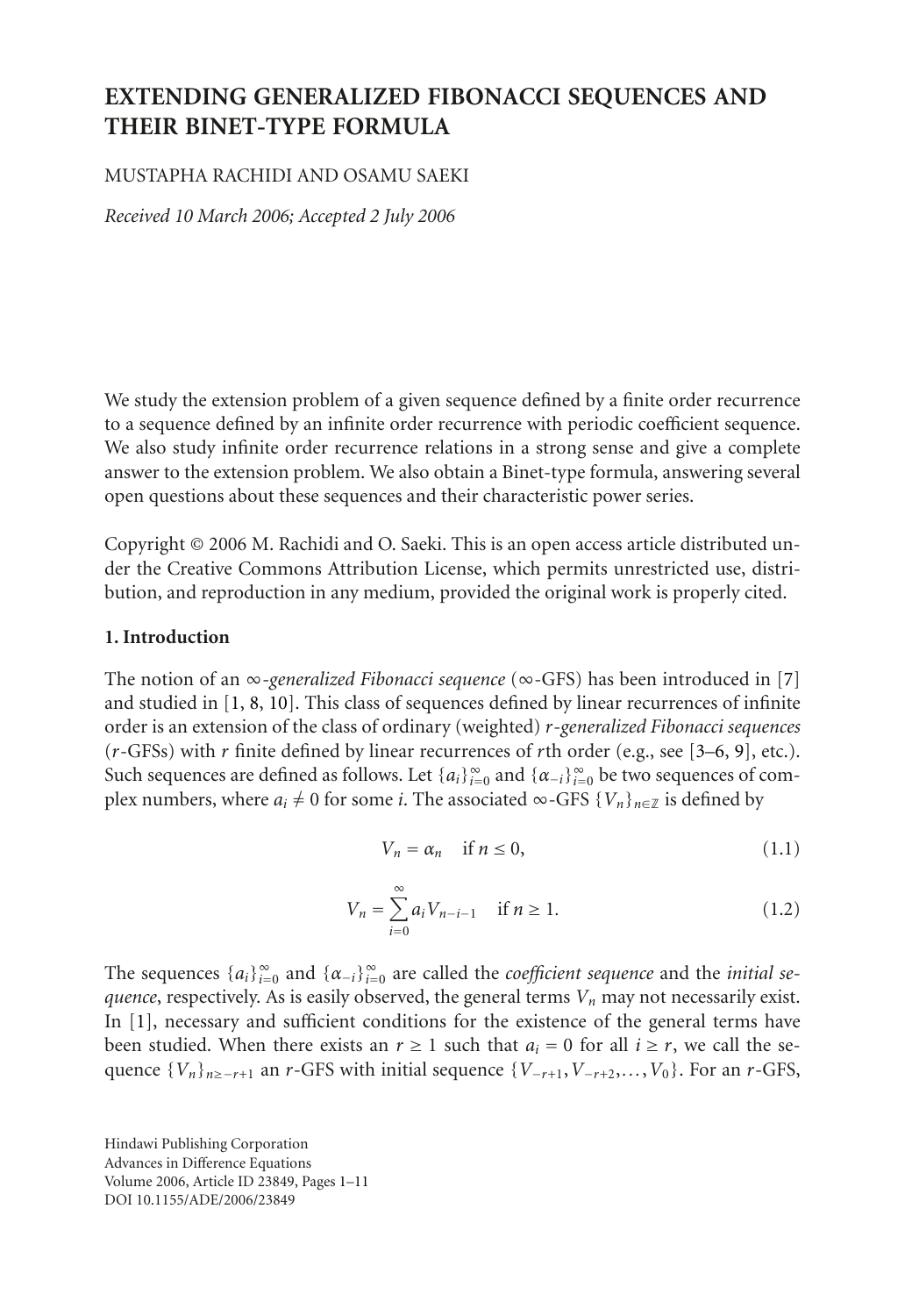# EXTENDING GENERALIZED FIBONACCI SEQUENCES AND THEIR BINET-TYPE FORMULA

MUSTAPHA RACHIDI AND OSAMU SAEKI

*Received 10 March 2006; Accepted 2 July 2006*

We study the extension problem of a given sequence defined by a finite order recurrence to a sequence defined by an infinite order recurrence with periodic coefficient sequence. We also study infinite order recurrence relations in a strong sense and give a complete answer to the extension problem. We also obtain a Binet-type formula, answering several open questions about these sequences and their characteristic power series.

Copyright © 2006 M. Rachidi and O. Saeki. This is an open access article distributed under the Creative Commons Attribution License, which permits unrestricted use, distribution, and reproduction in any medium, provided the original work is properly cited.

## 1. Introduction

The notion of an $\infty$-*generalized Fibonacci sequence* ($\infty$-GFS) has been introduced in [7] and studied in [1, 8, 10]. This class of sequences defined by linear recurrences of infinite order is an extension of the class of ordinary (weighted) $r$-*generalized Fibonacci sequences* ($r$-GFSs) with $r$ finite defined by linear recurrences of $r$th order (e.g., see [3–6, 9], etc.). Such sequences are defined as follows. Let $\{a_i\}_{i=0}^{\infty}$ and $\{\alpha_{-i}\}_{i=0}^{\infty}$ be two sequences of complex numbers, where $a_i \neq 0$ for some $i$. The associated $\infty$-GFS $\{V_n\}_{n\in\mathbb{Z}}$ is defined by

$$V_n = \alpha_n \quad \text{if } n \leq 0, \tag{1.1}$$

$$V_n = \sum_{i=0}^{\infty} a_i V_{n-i-1} \quad \text{if } n \geq 1. \tag{1.2}$$

The sequences $\{a_i\}_{i=0}^{\infty}$ and $\{\alpha_{-i}\}_{i=0}^{\infty}$ are called the *coefficient sequence* and the *initial sequence*, respectively. As is easily observed, the general terms $V_n$ may not necessarily exist. In [1], necessary and sufficient conditions for the existence of the general terms have been studied. When there exists an $r \geq 1$ such that $a_i = 0$ for all $i \geq r$, we call the sequence $\{V_n\}_{n\geq -r+1}$ an $r$-GFS with initial sequence $\{V_{-r+1}, V_{-r+2}, \ldots, V_0\}$. For an $r$-GFS,

Hindawi Publishing Corporation
Advances in Difference Equations
Volume 2006, Article ID 23849, Pages 1–11
DOI 10.1155/ADE/2006/23849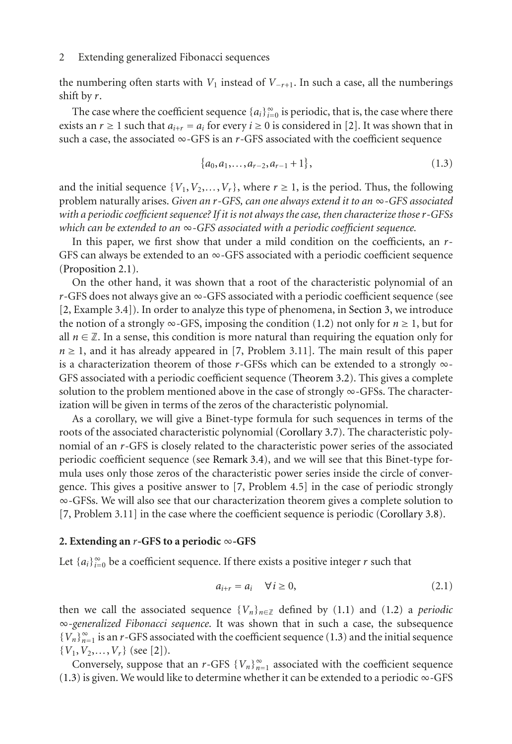the numbering often starts with $V_1$ instead of $V_{-r+1}$. In such a case, all the numberings shift by $r$.

The case where the coefficient sequence $\{a_i\}_{i=0}^{\infty}$ is periodic, that is, the case where there exists an $r \geq 1$ such that $a_{i+r} = a_i$ for every $i \geq 0$ is considered in [2]. It was shown that in such a case, the associated $\infty$-GFS is an $r$-GFS associated with the coefficient sequence

$$\{a_0, a_1, \ldots, a_{r-2}, a_{r-1} + 1\}, \tag{1.3}$$

and the initial sequence $\{V_1, V_2, \ldots, V_r\}$, where $r \geq 1$, is the period. Thus, the following problem naturally arises. *Given an $r$-GFS, can one always extend it to an $\infty$-GFS associated with a periodic coefficient sequence? If it is not always the case, then characterize those $r$-GFSs which can be extended to an $\infty$-GFS associated with a periodic coefficient sequence.*

In this paper, we first show that under a mild condition on the coefficients, an $r$-GFS can always be extended to an $\infty$-GFS associated with a periodic coefficient sequence (Proposition 2.1).

On the other hand, it was shown that a root of the characteristic polynomial of an $r$-GFS does not always give an $\infty$-GFS associated with a periodic coefficient sequence (see [2, Example 3.4]). In order to analyze this type of phenomena, in Section 3, we introduce the notion of a strongly $\infty$-GFS, imposing the condition (1.2) not only for $n \geq 1$, but for all $n \in \mathbb{Z}$. In a sense, this condition is more natural than requiring the equation only for $n \geq 1$, and it has already appeared in [7, Problem 3.11]. The main result of this paper is a characterization theorem of those $r$-GFSs which can be extended to a strongly $\infty$-GFS associated with a periodic coefficient sequence (Theorem 3.2). This gives a complete solution to the problem mentioned above in the case of strongly $\infty$-GFSs. The characterization will be given in terms of the zeros of the characteristic polynomial.

As a corollary, we will give a Binet-type formula for such sequences in terms of the roots of the associated characteristic polynomial (Corollary 3.7). The characteristic polynomial of an $r$-GFS is closely related to the characteristic power series of the associated periodic coefficient sequence (see Remark 3.4), and we will see that this Binet-type formula uses only those zeros of the characteristic power series inside the circle of convergence. This gives a positive answer to [7, Problem 4.5] in the case of periodic strongly $\infty$-GFSs. We will also see that our characterization theorem gives a complete solution to [7, Problem 3.11] in the case where the coefficient sequence is periodic (Corollary 3.8).

## 2. Extending an $r$-GFS to a periodic $\infty$-GFS

Let $\{a_i\}_{i=0}^{\infty}$ be a coefficient sequence. If there exists a positive integer $r$ such that

$$a_{i+r} = a_i \quad \forall i \geq 0, \tag{2.1}$$

then we call the associated sequence $\{V_n\}_{n \in \mathbb{Z}}$ defined by (1.1) and (1.2) a *periodic $\infty$-generalized Fibonacci sequence*. It was shown that in such a case, the subsequence $\{V_n\}_{n=1}^{\infty}$ is an $r$-GFS associated with the coefficient sequence (1.3) and the initial sequence $\{V_1, V_2, \ldots, V_r\}$ (see [2]).

Conversely, suppose that an $r$-GFS $\{V_n\}_{n=1}^{\infty}$ associated with the coefficient sequence (1.3) is given. We would like to determine whether it can be extended to a periodic $\infty$-GFS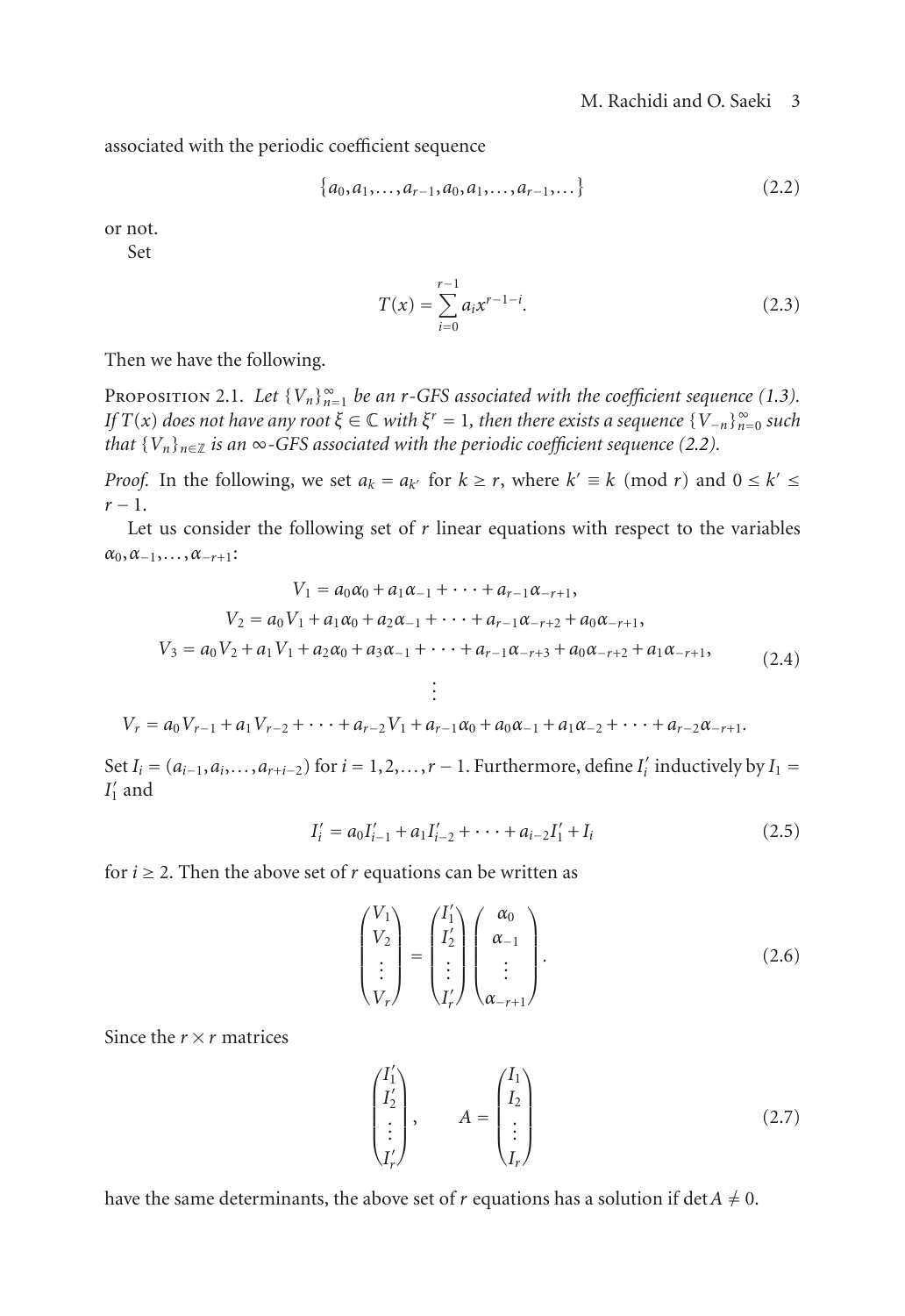associated with the periodic coefficient sequence

$$\{a_0, a_1, \ldots, a_{r-1}, a_0, a_1, \ldots, a_{r-1}, \ldots\} \tag{2.2}$$

or not.

Set

$$T(x) = \sum_{i=0}^{r-1} a_i x^{r-1-i}. \tag{2.3}$$

Then we have the following.

Proposition 2.1. *Let $\{V_n\}_{n=1}^{\infty}$ be an $r$-GFS associated with the coefficient sequence (1.3). If $T(x)$ does not have any root $\xi \in \mathbb{C}$ with $\xi^r = 1$, then there exists a sequence $\{V_{-n}\}_{n=0}^{\infty}$ such that $\{V_n\}_{n \in \mathbb{Z}}$ is an $\infty$-GFS associated with the periodic coefficient sequence (2.2).*

*Proof.* In the following, we set $a_k = a_{k'}$ for $k \geq r$, where $k' \equiv k \pmod{r}$ and $0 \leq k' \leq r-1$.

Let us consider the following set of $r$ linear equations with respect to the variables $\alpha_0, \alpha_{-1}, \ldots, \alpha_{-r+1}$:

$$\begin{aligned}
V_1 &= a_0\alpha_0 + a_1\alpha_{-1} + \cdots + a_{r-1}\alpha_{-r+1}, \\
V_2 &= a_0V_1 + a_1\alpha_0 + a_2\alpha_{-1} + \cdots + a_{r-1}\alpha_{-r+2} + a_0\alpha_{-r+1}, \\
V_3 &= a_0V_2 + a_1V_1 + a_2\alpha_0 + a_3\alpha_{-1} + \cdots + a_{r-1}\alpha_{-r+3} + a_0\alpha_{-r+2} + a_1\alpha_{-r+1}, \\
&\;\;\vdots \\
V_r &= a_0V_{r-1} + a_1V_{r-2} + \cdots + a_{r-2}V_1 + a_{r-1}\alpha_0 + a_0\alpha_{-1} + a_1\alpha_{-2} + \cdots + a_{r-2}\alpha_{-r+1}.
\end{aligned} \tag{2.4}$$

Set $I_i = (a_{i-1}, a_i, \ldots, a_{r+i-2})$ for $i = 1, 2, \ldots, r-1$. Furthermore, define $I_i'$ inductively by $I_1 = I_1'$ and

$$I_i' = a_0I_{i-1}' + a_1I_{i-2}' + \cdots + a_{i-2}I_1' + I_i \tag{2.5}$$

for $i \geq 2$. Then the above set of $r$ equations can be written as

$$\begin{pmatrix} V_1 \\ V_2 \\ \vdots \\ V_r \end{pmatrix} = \begin{pmatrix} I_1' \\ I_2' \\ \vdots \\ I_r' \end{pmatrix} \begin{pmatrix} \alpha_0 \\ \alpha_{-1} \\ \vdots \\ \alpha_{-r+1} \end{pmatrix}. \tag{2.6}$$

Since the $r \times r$ matrices

$$\begin{pmatrix} I_1' \\ I_2' \\ \vdots \\ I_r' \end{pmatrix}, \qquad A = \begin{pmatrix} I_1 \\ I_2 \\ \vdots \\ I_r \end{pmatrix} \tag{2.7}$$

have the same determinants, the above set of $r$ equations has a solution if $\det A \neq 0$.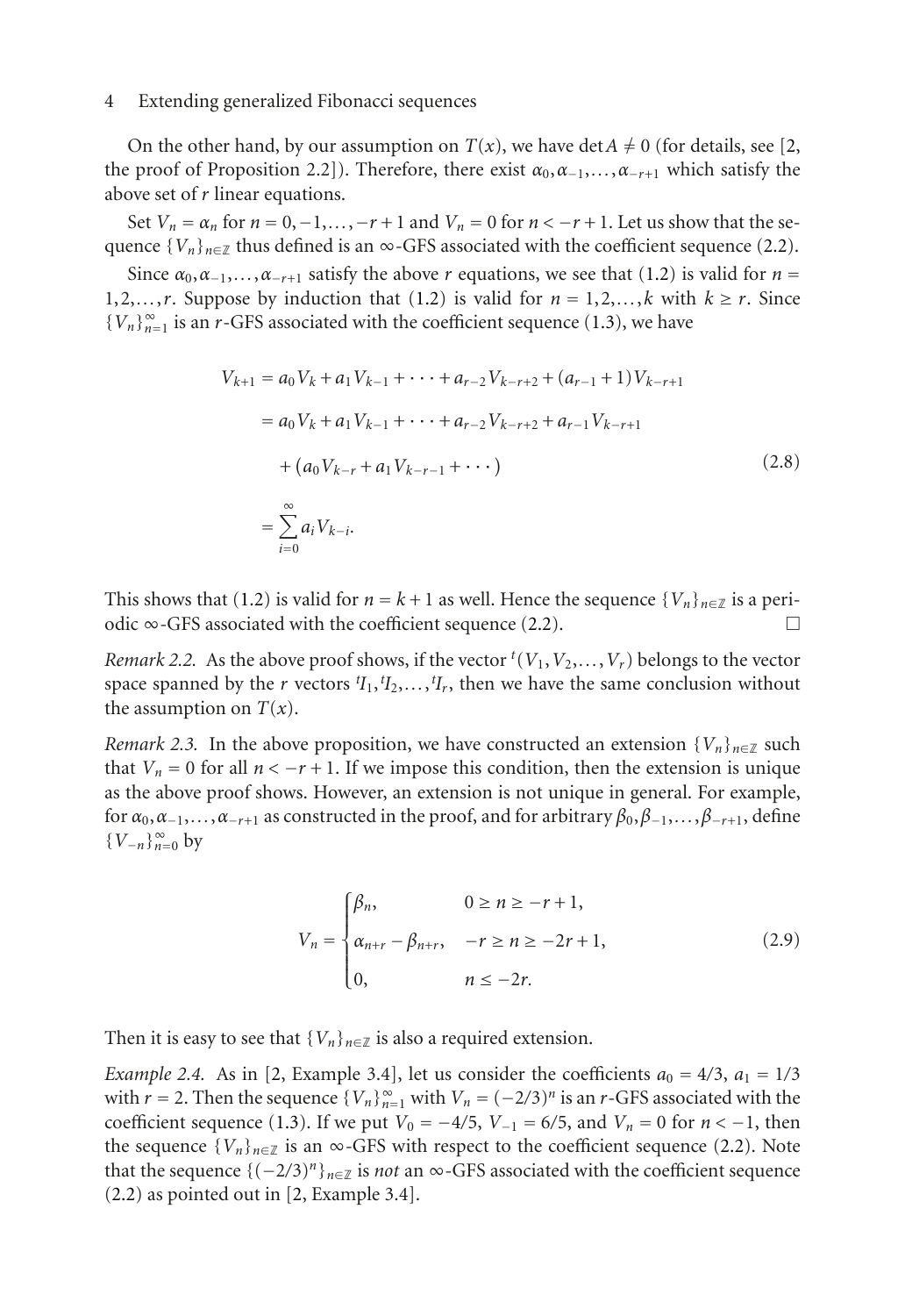On the other hand, by our assumption on $T(x)$, we have $\det A \neq 0$ (for details, see [2, the proof of Proposition 2.2]). Therefore, there exist $\alpha_0, \alpha_{-1}, \ldots, \alpha_{-r+1}$ which satisfy the above set of $r$ linear equations.

Set $V_n = \alpha_n$ for $n = 0, -1, \ldots, -r+1$ and $V_n = 0$ for $n < -r+1$. Let us show that the sequence $\{V_n\}_{n\in\mathbb{Z}}$ thus defined is an $\infty$-GFS associated with the coefficient sequence (2.2).

Since $\alpha_0, \alpha_{-1}, \ldots, \alpha_{-r+1}$ satisfy the above $r$ equations, we see that (1.2) is valid for $n = 1, 2, \ldots, r$. Suppose by induction that (1.2) is valid for $n = 1, 2, \ldots, k$ with $k \geq r$. Since $\{V_n\}_{n=1}^{\infty}$ is an $r$-GFS associated with the coefficient sequence (1.3), we have

$$
\begin{aligned}
V_{k+1} &= a_0 V_k + a_1 V_{k-1} + \cdots + a_{r-2} V_{k-r+2} + (a_{r-1} + 1) V_{k-r+1} \\
&= a_0 V_k + a_1 V_{k-1} + \cdots + a_{r-2} V_{k-r+2} + a_{r-1} V_{k-r+1} \\
&\quad + \left(a_0 V_{k-r} + a_1 V_{k-r-1} + \cdots\right) \\
&= \sum_{i=0}^{\infty} a_i V_{k-i}.
\end{aligned}
\tag{2.8}
$$

This shows that (1.2) is valid for $n = k+1$ as well. Hence the sequence $\{V_n\}_{n\in\mathbb{Z}}$ is a periodic $\infty$-GFS associated with the coefficient sequence (2.2). $\square$

*Remark 2.2.* As the above proof shows, if the vector ${}^t(V_1, V_2, \ldots, V_r)$ belongs to the vector space spanned by the $r$ vectors ${}^tI_1, {}^tI_2, \ldots, {}^tI_r$, then we have the same conclusion without the assumption on $T(x)$.

*Remark 2.3.* In the above proposition, we have constructed an extension $\{V_n\}_{n\in\mathbb{Z}}$ such that $V_n = 0$ for all $n < -r+1$. If we impose this condition, then the extension is unique as the above proof shows. However, an extension is not unique in general. For example, for $\alpha_0, \alpha_{-1}, \ldots, \alpha_{-r+1}$ as constructed in the proof, and for arbitrary $\beta_0, \beta_{-1}, \ldots, \beta_{-r+1}$, define $\{V_{-n}\}_{n=0}^{\infty}$ by

$$
V_n = \begin{cases} \beta_n, & 0 \geq n \geq -r+1, \\ \alpha_{n+r} - \beta_{n+r}, & -r \geq n \geq -2r+1, \\ 0, & n \leq -2r. \end{cases}
\tag{2.9}
$$

Then it is easy to see that $\{V_n\}_{n\in\mathbb{Z}}$ is also a required extension.

*Example 2.4.* As in [2, Example 3.4], let us consider the coefficients $a_0 = 4/3$, $a_1 = 1/3$ with $r = 2$. Then the sequence $\{V_n\}_{n=1}^{\infty}$ with $V_n = (-2/3)^n$ is an $r$-GFS associated with the coefficient sequence (1.3). If we put $V_0 = -4/5$, $V_{-1} = 6/5$, and $V_n = 0$ for $n < -1$, then the sequence $\{V_n\}_{n\in\mathbb{Z}}$ is an $\infty$-GFS with respect to the coefficient sequence (2.2). Note that the sequence $\{(-2/3)^n\}_{n\in\mathbb{Z}}$ is *not* an $\infty$-GFS associated with the coefficient sequence (2.2) as pointed out in [2, Example 3.4].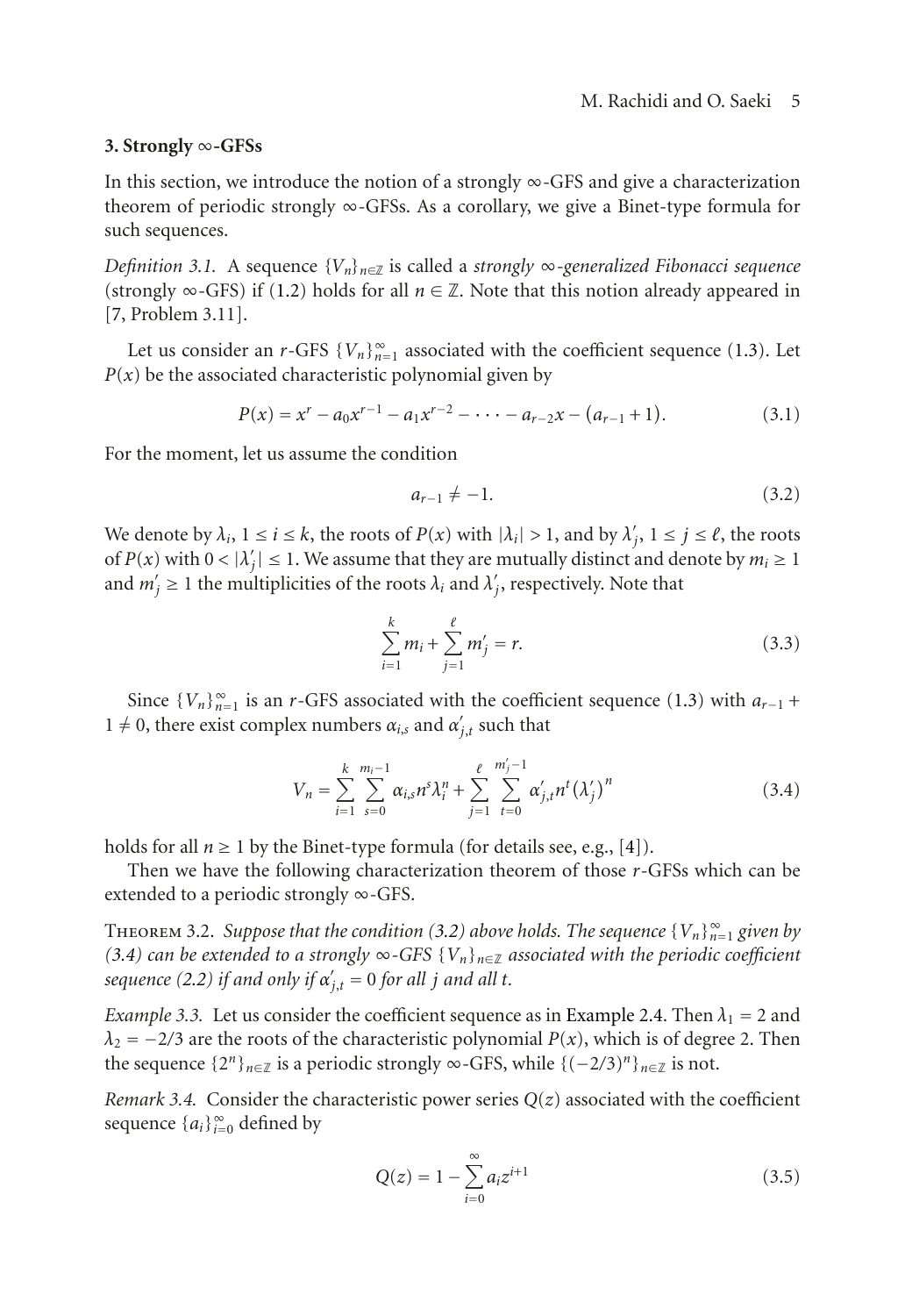## 3. Strongly ∞-GFSs

In this section, we introduce the notion of a strongly ∞-GFS and give a characterization theorem of periodic strongly ∞-GFSs. As a corollary, we give a Binet-type formula for such sequences.

*Definition 3.1.* A sequence $\{V_n\}_{n\in\mathbb{Z}}$ is called a *strongly ∞-generalized Fibonacci sequence* (strongly ∞-GFS) if (1.2) holds for all $n \in \mathbb{Z}$. Note that this notion already appeared in [7, Problem 3.11].

Let us consider an $r$-GFS $\{V_n\}_{n=1}^{\infty}$ associated with the coefficient sequence (1.3). Let $P(x)$ be the associated characteristic polynomial given by

$$P(x) = x^r - a_0 x^{r-1} - a_1 x^{r-2} - \cdots - a_{r-2}x - (a_{r-1}+1). \tag{3.1}$$

For the moment, let us assume the condition

$$a_{r-1} \neq -1. \tag{3.2}$$

We denote by $\lambda_i$, $1 \leq i \leq k$, the roots of $P(x)$ with $|\lambda_i| > 1$, and by $\lambda'_j$, $1 \leq j \leq \ell$, the roots of $P(x)$ with $0 < |\lambda'_j| \leq 1$. We assume that they are mutually distinct and denote by $m_i \geq 1$ and $m'_j \geq 1$ the multiplicities of the roots $\lambda_i$ and $\lambda'_j$, respectively. Note that

$$\sum_{i=1}^{k} m_i + \sum_{j=1}^{\ell} m'_j = r. \tag{3.3}$$

Since $\{V_n\}_{n=1}^{\infty}$ is an $r$-GFS associated with the coefficient sequence (1.3) with $a_{r-1} + 1 \neq 0$, there exist complex numbers $\alpha_{i,s}$ and $\alpha'_{j,t}$ such that

$$V_n = \sum_{i=1}^{k}\sum_{s=0}^{m_i-1} \alpha_{i,s} n^s \lambda_i^n + \sum_{j=1}^{\ell}\sum_{t=0}^{m'_j-1} \alpha'_{j,t} n^t \left(\lambda'_j\right)^n \tag{3.4}$$

holds for all $n \geq 1$ by the Binet-type formula (for details see, e.g., [4]).

Then we have the following characterization theorem of those $r$-GFSs which can be extended to a periodic strongly ∞-GFS.

Theorem 3.2. *Suppose that the condition (3.2) above holds. The sequence $\{V_n\}_{n=1}^{\infty}$ given by (3.4) can be extended to a strongly ∞-GFS $\{V_n\}_{n\in\mathbb{Z}}$ associated with the periodic coefficient sequence (2.2) if and only if $\alpha'_{j,t} = 0$ for all $j$ and all $t$.*

*Example 3.3.* Let us consider the coefficient sequence as in Example 2.4. Then $\lambda_1 = 2$ and $\lambda_2 = -2/3$ are the roots of the characteristic polynomial $P(x)$, which is of degree 2. Then the sequence $\{2^n\}_{n\in\mathbb{Z}}$ is a periodic strongly ∞-GFS, while $\{(-2/3)^n\}_{n\in\mathbb{Z}}$ is not.

*Remark 3.4.* Consider the characteristic power series $Q(z)$ associated with the coefficient sequence $\{a_i\}_{i=0}^{\infty}$ defined by

$$Q(z) = 1 - \sum_{i=0}^{\infty} a_i z^{i+1} \tag{3.5}$$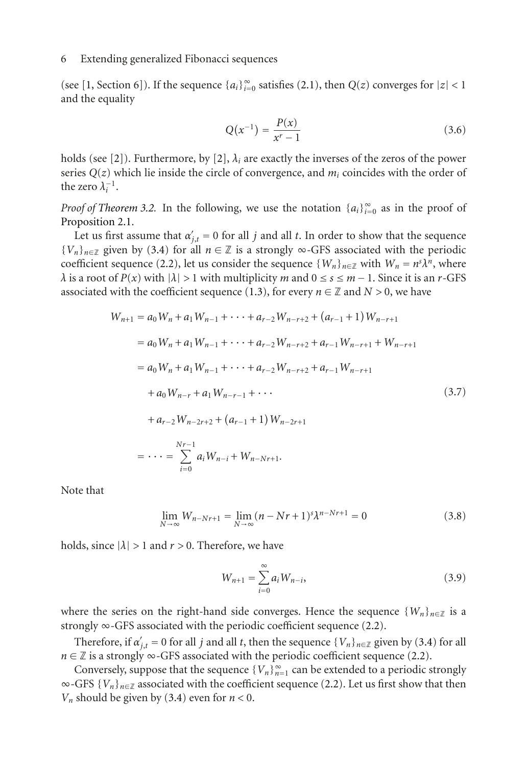(see [1, Section 6]). If the sequence $\{a_i\}_{i=0}^{\infty}$ satisfies (2.1), then $Q(z)$ converges for $|z| < 1$ and the equality

$$Q(x^{-1}) = \frac{P(x)}{x^r - 1} \tag{3.6}$$

holds (see [2]). Furthermore, by [2], $\lambda_i$ are exactly the inverses of the zeros of the power series $Q(z)$ which lie inside the circle of convergence, and $m_i$ coincides with the order of the zero $\lambda_i^{-1}$.

*Proof of Theorem 3.2.* In the following, we use the notation $\{a_i\}_{i=0}^{\infty}$ as in the proof of Proposition 2.1.

Let us first assume that $\alpha'_{j,t} = 0$ for all $j$ and all $t$. In order to show that the sequence $\{V_n\}_{n\in\mathbb{Z}}$ given by (3.4) for all $n \in \mathbb{Z}$ is a strongly $\infty$-GFS associated with the periodic coefficient sequence (2.2), let us consider the sequence $\{W_n\}_{n\in\mathbb{Z}}$ with $W_n = n^s\lambda^n$, where $\lambda$ is a root of $P(x)$ with $|\lambda| > 1$ with multiplicity $m$ and $0 \le s \le m-1$. Since it is an $r$-GFS associated with the coefficient sequence (1.3), for every $n \in \mathbb{Z}$ and $N > 0$, we have

$$\begin{aligned}
W_{n+1} &= a_0 W_n + a_1 W_{n-1} + \cdots + a_{r-2} W_{n-r+2} + (a_{r-1}+1) W_{n-r+1} \\
&= a_0 W_n + a_1 W_{n-1} + \cdots + a_{r-2} W_{n-r+2} + a_{r-1} W_{n-r+1} + W_{n-r+1} \\
&= a_0 W_n + a_1 W_{n-1} + \cdots + a_{r-2} W_{n-r+2} + a_{r-1} W_{n-r+1} \\
&\quad + a_0 W_{n-r} + a_1 W_{n-r-1} + \cdots \\
&\quad + a_{r-2} W_{n-2r+2} + (a_{r-1}+1) W_{n-2r+1} \\
&= \cdots = \sum_{i=0}^{Nr-1} a_i W_{n-i} + W_{n-Nr+1}.
\end{aligned} \tag{3.7}$$

Note that

$$\lim_{N\to\infty} W_{n-Nr+1} = \lim_{N\to\infty} (n-Nr+1)^s \lambda^{n-Nr+1} = 0 \tag{3.8}$$

holds, since $|\lambda| > 1$ and $r > 0$. Therefore, we have

$$W_{n+1} = \sum_{i=0}^{\infty} a_i W_{n-i}, \tag{3.9}$$

where the series on the right-hand side converges. Hence the sequence $\{W_n\}_{n\in\mathbb{Z}}$ is a strongly $\infty$-GFS associated with the periodic coefficient sequence (2.2).

Therefore, if $\alpha'_{j,t} = 0$ for all $j$ and all $t$, then the sequence $\{V_n\}_{n\in\mathbb{Z}}$ given by (3.4) for all $n \in \mathbb{Z}$ is a strongly $\infty$-GFS associated with the periodic coefficient sequence (2.2).

Conversely, suppose that the sequence $\{V_n\}_{n=1}^{\infty}$ can be extended to a periodic strongly $\infty$-GFS $\{V_n\}_{n\in\mathbb{Z}}$ associated with the coefficient sequence (2.2). Let us first show that then $V_n$ should be given by (3.4) even for $n < 0$.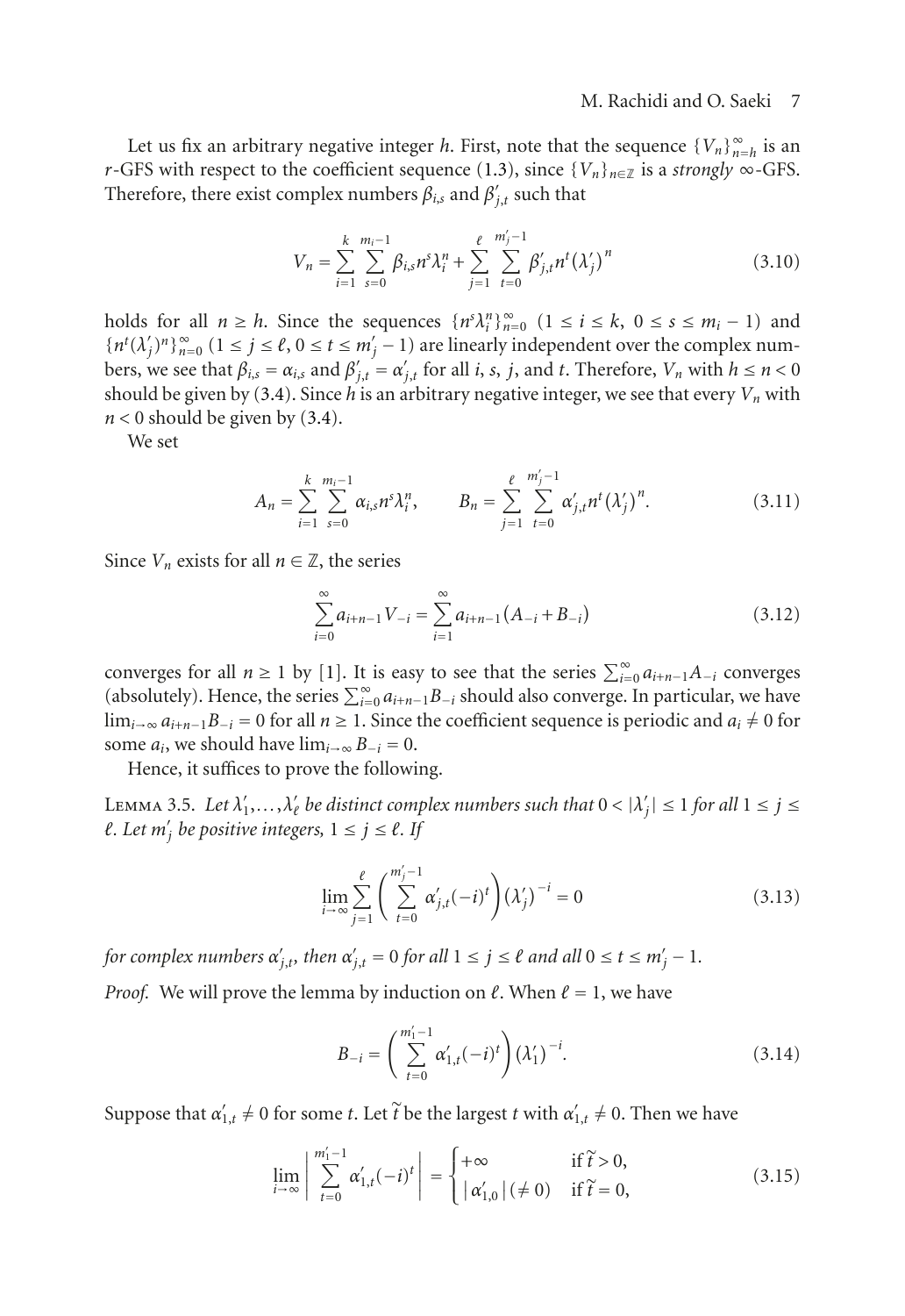Let us fix an arbitrary negative integer $h$. First, note that the sequence $\{V_n\}_{n=h}^{\infty}$ is an $r$-GFS with respect to the coefficient sequence (1.3), since $\{V_n\}_{n\in\mathbb{Z}}$ is a *strongly* $\infty$-GFS. Therefore, there exist complex numbers $\beta_{i,s}$ and $\beta'_{j,t}$ such that

$$V_n = \sum_{i=1}^{k}\sum_{s=0}^{m_i-1} \beta_{i,s} n^s \lambda_i^n + \sum_{j=1}^{\ell}\sum_{t=0}^{m'_j-1} \beta'_{j,t} n^t \left(\lambda'_j\right)^n \tag{3.10}$$

holds for all $n \geq h$. Since the sequences $\{n^s\lambda_i^n\}_{n=0}^{\infty}$ $(1 \leq i \leq k,\ 0 \leq s \leq m_i - 1)$ and $\{n^t(\lambda'_j)^n\}_{n=0}^{\infty}$ $(1 \leq j \leq \ell,\ 0 \leq t \leq m'_j - 1)$ are linearly independent over the complex numbers, we see that $\beta_{i,s} = \alpha_{i,s}$ and $\beta'_{j,t} = \alpha'_{j,t}$ for all $i$, $s$, $j$, and $t$. Therefore, $V_n$ with $h \leq n < 0$ should be given by (3.4). Since $h$ is an arbitrary negative integer, we see that every $V_n$ with $n < 0$ should be given by (3.4).

We set

$$A_n = \sum_{i=1}^{k}\sum_{s=0}^{m_i-1} \alpha_{i,s} n^s \lambda_i^n, \qquad B_n = \sum_{j=1}^{\ell}\sum_{t=0}^{m'_j-1} \alpha'_{j,t} n^t \left(\lambda'_j\right)^n. \tag{3.11}$$

Since $V_n$ exists for all $n \in \mathbb{Z}$, the series

$$\sum_{i=0}^{\infty} a_{i+n-1} V_{-i} = \sum_{i=1}^{\infty} a_{i+n-1}\left(A_{-i} + B_{-i}\right) \tag{3.12}$$

converges for all $n \geq 1$ by [1]. It is easy to see that the series $\sum_{i=0}^{\infty} a_{i+n-1} A_{-i}$ converges (absolutely). Hence, the series $\sum_{i=0}^{\infty} a_{i+n-1} B_{-i}$ should also converge. In particular, we have $\lim_{i\to\infty} a_{i+n-1} B_{-i} = 0$ for all $n \geq 1$. Since the coefficient sequence is periodic and $a_i \neq 0$ for some $a_i$, we should have $\lim_{i\to\infty} B_{-i} = 0$.

Hence, it suffices to prove the following.

**Lemma 3.5.** *Let $\lambda'_1, \ldots, \lambda'_\ell$ be distinct complex numbers such that $0 < |\lambda'_j| \leq 1$ for all $1 \leq j \leq \ell$. Let $m'_j$ be positive integers, $1 \leq j \leq \ell$. If*

$$\lim_{i\to\infty} \sum_{j=1}^{\ell} \left( \sum_{t=0}^{m'_j-1} \alpha'_{j,t} (-i)^t \right) \left(\lambda'_j\right)^{-i} = 0 \tag{3.13}$$

*for complex numbers $\alpha'_{j,t}$, then $\alpha'_{j,t} = 0$ for all $1 \leq j \leq \ell$ and all $0 \leq t \leq m'_j - 1$.*

*Proof.* We will prove the lemma by induction on $\ell$. When $\ell = 1$, we have

$$B_{-i} = \left( \sum_{t=0}^{m'_1-1} \alpha'_{1,t} (-i)^t \right) \left(\lambda'_1\right)^{-i}. \tag{3.14}$$

Suppose that $\alpha'_{1,t} \neq 0$ for some $t$. Let $\widetilde{t}$ be the largest $t$ with $\alpha'_{1,t} \neq 0$. Then we have

$$\lim_{i\to\infty} \left| \sum_{t=0}^{m'_1-1} \alpha'_{1,t} (-i)^t \right| = \begin{cases} +\infty & \text{if } \widetilde{t} > 0, \\ \left|\alpha'_{1,0}\right| (\neq 0) & \text{if } \widetilde{t} = 0, \end{cases} \tag{3.15}$$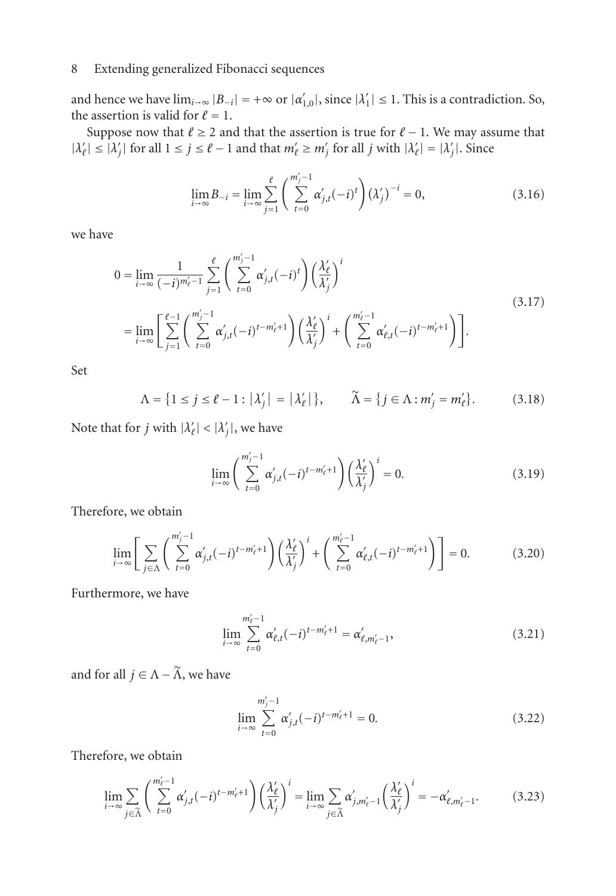and hence we have $\lim_{i\to\infty}|B_{-i}| = +\infty$ or $|\alpha'_{1,0}|$, since $|\lambda'_1| \leq 1$. This is a contradiction. So, the assertion is valid for $\ell = 1$.

Suppose now that $\ell \geq 2$ and that the assertion is true for $\ell - 1$. We may assume that $|\lambda'_\ell| \leq |\lambda'_j|$ for all $1 \leq j \leq \ell - 1$ and that $m'_\ell \geq m'_j$ for all $j$ with $|\lambda'_\ell| = |\lambda'_j|$. Since

$$\lim_{i\to\infty} B_{-i} = \lim_{i\to\infty} \sum_{j=1}^{\ell} \left( \sum_{t=0}^{m'_j-1} \alpha'_{j,t}(-i)^t \right) (\lambda'_j)^{-i} = 0, \tag{3.16}$$

we have

$$\begin{aligned} 0 &= \lim_{i\to\infty} \frac{1}{(-i)^{m'_\ell-1}} \sum_{j=1}^{\ell} \left( \sum_{t=0}^{m'_j-1} \alpha'_{j,t}(-i)^t \right) \left( \frac{\lambda'_\ell}{\lambda'_j} \right)^i \\ &= \lim_{i\to\infty} \left[ \sum_{j=1}^{\ell-1} \left( \sum_{t=0}^{m'_j-1} \alpha'_{j,t}(-i)^{t-m'_\ell+1} \right) \left( \frac{\lambda'_\ell}{\lambda'_j} \right)^i + \left( \sum_{t=0}^{m'_\ell-1} \alpha'_{\ell,t}(-i)^{t-m'_\ell+1} \right) \right]. \end{aligned} \tag{3.17}$$

Set

$$\Lambda = \{1 \leq j \leq \ell - 1 : |\lambda'_j| = |\lambda'_\ell|\}, \qquad \widetilde{\Lambda} = \{j \in \Lambda : m'_j = m'_\ell\}. \tag{3.18}$$

Note that for $j$ with $|\lambda'_\ell| < |\lambda'_j|$, we have

$$\lim_{i\to\infty} \left( \sum_{t=0}^{m'_j-1} \alpha'_{j,t}(-i)^{t-m'_\ell+1} \right) \left( \frac{\lambda'_\ell}{\lambda'_j} \right)^i = 0. \tag{3.19}$$

Therefore, we obtain

$$\lim_{i\to\infty} \left[ \sum_{j\in\Lambda} \left( \sum_{t=0}^{m'_j-1} \alpha'_{j,t}(-i)^{t-m'_\ell+1} \right) \left( \frac{\lambda'_\ell}{\lambda'_j} \right)^i + \left( \sum_{t=0}^{m'_\ell-1} \alpha'_{\ell,t}(-i)^{t-m'_\ell+1} \right) \right] = 0. \tag{3.20}$$

Furthermore, we have

$$\lim_{i\to\infty} \sum_{t=0}^{m'_\ell-1} \alpha'_{\ell,t}(-i)^{t-m'_\ell+1} = \alpha'_{\ell,m'_\ell-1}, \tag{3.21}$$

and for all $j \in \Lambda - \widetilde{\Lambda}$, we have

$$\lim_{i\to\infty} \sum_{t=0}^{m'_j-1} \alpha'_{j,t}(-i)^{t-m'_\ell+1} = 0. \tag{3.22}$$

Therefore, we obtain

$$\lim_{i\to\infty} \sum_{j\in\widetilde{\Lambda}} \left( \sum_{t=0}^{m'_\ell-1} \alpha'_{j,t}(-i)^{t-m'_\ell+1} \right) \left( \frac{\lambda'_\ell}{\lambda'_j} \right)^i = \lim_{i\to\infty} \sum_{j\in\widetilde{\Lambda}} \alpha'_{j,m'_\ell-1} \left( \frac{\lambda'_\ell}{\lambda'_j} \right)^i = -\alpha'_{\ell,m'_\ell-1}. \tag{3.23}$$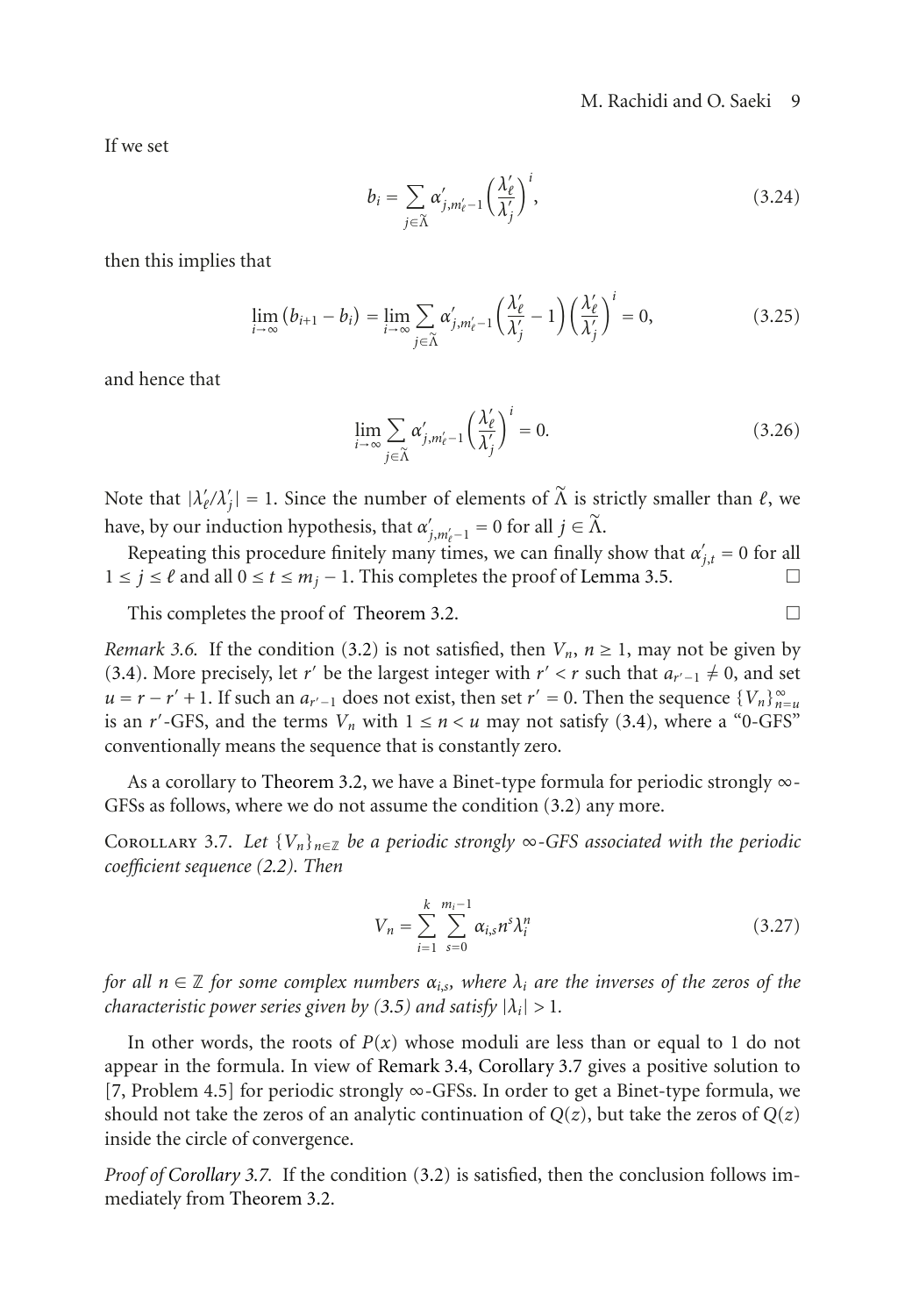If we set

$$b_i = \sum_{j \in \widetilde{\Lambda}} \alpha'_{j,m'_\ell - 1} \left( \frac{\lambda'_\ell}{\lambda'_j} \right)^i, \tag{3.24}$$

then this implies that

$$\lim_{i \to \infty} (b_{i+1} - b_i) = \lim_{i \to \infty} \sum_{j \in \widetilde{\Lambda}} \alpha'_{j,m'_\ell - 1} \left( \frac{\lambda'_\ell}{\lambda'_j} - 1 \right) \left( \frac{\lambda'_\ell}{\lambda'_j} \right)^i = 0, \tag{3.25}$$

and hence that

$$\lim_{i \to \infty} \sum_{j \in \widetilde{\Lambda}} \alpha'_{j,m'_\ell - 1} \left( \frac{\lambda'_\ell}{\lambda'_j} \right)^i = 0. \tag{3.26}$$

Note that $|\lambda'_\ell / \lambda'_j| = 1$. Since the number of elements of $\widetilde{\Lambda}$ is strictly smaller than $\ell$, we have, by our induction hypothesis, that $\alpha'_{j,m'_\ell - 1} = 0$ for all $j \in \widetilde{\Lambda}$.

Repeating this procedure finitely many times, we can finally show that $\alpha'_{j,t} = 0$ for all $1 \leq j \leq \ell$ and all $0 \leq t \leq m_j - 1$. This completes the proof of Lemma 3.5. □

This completes the proof of Theorem 3.2. □

*Remark 3.6.* If the condition (3.2) is not satisfied, then $V_n$, $n \geq 1$, may not be given by (3.4). More precisely, let $r'$ be the largest integer with $r' < r$ such that $a_{r'-1} \neq 0$, and set $u = r - r' + 1$. If such an $a_{r'-1}$ does not exist, then set $r' = 0$. Then the sequence $\{V_n\}_{n=u}^{\infty}$ is an $r'$-GFS, and the terms $V_n$ with $1 \leq n < u$ may not satisfy (3.4), where a "0-GFS" conventionally means the sequence that is constantly zero.

As a corollary to Theorem 3.2, we have a Binet-type formula for periodic strongly $\infty$-GFSs as follows, where we do not assume the condition (3.2) any more.

Corollary 3.7. *Let $\{V_n\}_{n \in \mathbb{Z}}$ be a periodic strongly $\infty$-GFS associated with the periodic coefficient sequence (2.2). Then*

$$V_n = \sum_{i=1}^{k} \sum_{s=0}^{m_i - 1} \alpha_{i,s} n^s \lambda_i^n \tag{3.27}$$

*for all $n \in \mathbb{Z}$ for some complex numbers $\alpha_{i,s}$, where $\lambda_i$ are the inverses of the zeros of the characteristic power series given by (3.5) and satisfy $|\lambda_i| > 1$.*

In other words, the roots of $P(x)$ whose moduli are less than or equal to 1 do not appear in the formula. In view of Remark 3.4, Corollary 3.7 gives a positive solution to [7, Problem 4.5] for periodic strongly $\infty$-GFSs. In order to get a Binet-type formula, we should not take the zeros of an analytic continuation of $Q(z)$, but take the zeros of $Q(z)$ inside the circle of convergence.

*Proof of Corollary 3.7.* If the condition (3.2) is satisfied, then the conclusion follows immediately from Theorem 3.2.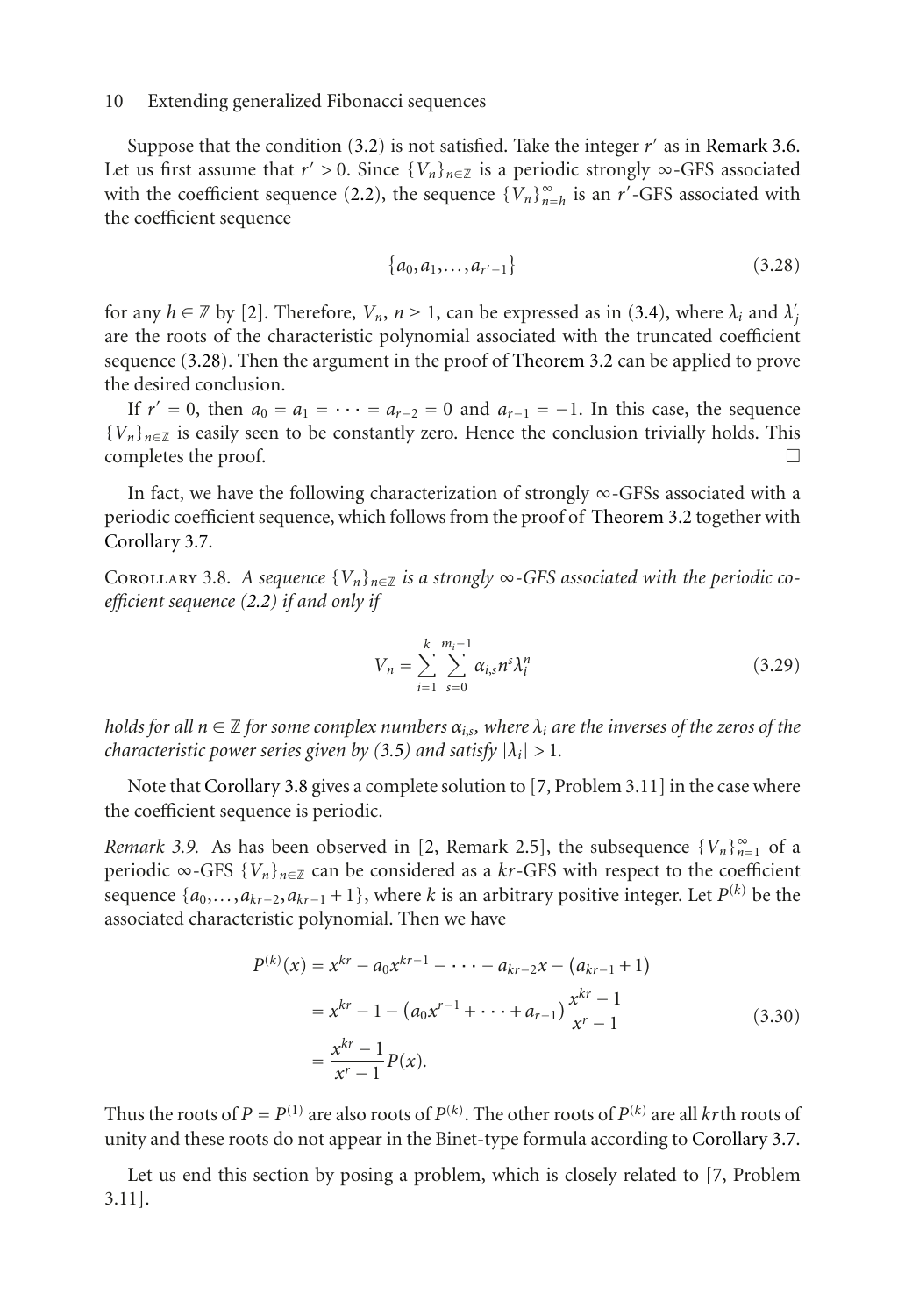Suppose that the condition (3.2) is not satisfied. Take the integer $r'$ as in Remark 3.6. Let us first assume that $r' > 0$. Since $\{V_n\}_{n\in\mathbb{Z}}$ is a periodic strongly $\infty$-GFS associated with the coefficient sequence (2.2), the sequence $\{V_n\}_{n=h}^{\infty}$ is an $r'$-GFS associated with the coefficient sequence

$$\{a_0, a_1, \ldots, a_{r'-1}\} \tag{3.28}$$

for any $h \in \mathbb{Z}$ by [2]. Therefore, $V_n$, $n \geq 1$, can be expressed as in (3.4), where $\lambda_i$ and $\lambda'_j$ are the roots of the characteristic polynomial associated with the truncated coefficient sequence (3.28). Then the argument in the proof of Theorem 3.2 can be applied to prove the desired conclusion.

If $r' = 0$, then $a_0 = a_1 = \cdots = a_{r-2} = 0$ and $a_{r-1} = -1$. In this case, the sequence $\{V_n\}_{n\in\mathbb{Z}}$ is easily seen to be constantly zero. Hence the conclusion trivially holds. This completes the proof. □

In fact, we have the following characterization of strongly $\infty$-GFSs associated with a periodic coefficient sequence, which follows from the proof of Theorem 3.2 together with Corollary 3.7.

Corollary 3.8. *A sequence $\{V_n\}_{n\in\mathbb{Z}}$ is a strongly $\infty$-GFS associated with the periodic coefficient sequence (2.2) if and only if*

$$V_n = \sum_{i=1}^{k} \sum_{s=0}^{m_i-1} \alpha_{i,s} n^s \lambda_i^n \tag{3.29}$$

*holds for all $n \in \mathbb{Z}$ for some complex numbers $\alpha_{i,s}$, where $\lambda_i$ are the inverses of the zeros of the characteristic power series given by (3.5) and satisfy $|\lambda_i| > 1$.*

Note that Corollary 3.8 gives a complete solution to [7, Problem 3.11] in the case where the coefficient sequence is periodic.

*Remark 3.9.* As has been observed in [2, Remark 2.5], the subsequence $\{V_n\}_{n=1}^{\infty}$ of a periodic $\infty$-GFS $\{V_n\}_{n\in\mathbb{Z}}$ can be considered as a $kr$-GFS with respect to the coefficient sequence $\{a_0, \ldots, a_{kr-2}, a_{kr-1} + 1\}$, where $k$ is an arbitrary positive integer. Let $P^{(k)}$ be the associated characteristic polynomial. Then we have

$$\begin{aligned}
P^{(k)}(x) &= x^{kr} - a_0 x^{kr-1} - \cdots - a_{kr-2}x - (a_{kr-1} + 1) \\
&= x^{kr} - 1 - (a_0 x^{r-1} + \cdots + a_{r-1}) \frac{x^{kr} - 1}{x^r - 1} \\
&= \frac{x^{kr} - 1}{x^r - 1} P(x).
\end{aligned} \tag{3.30}$$

Thus the roots of $P = P^{(1)}$ are also roots of $P^{(k)}$. The other roots of $P^{(k)}$ are all $kr$th roots of unity and these roots do not appear in the Binet-type formula according to Corollary 3.7.

Let us end this section by posing a problem, which is closely related to [7, Problem 3.11].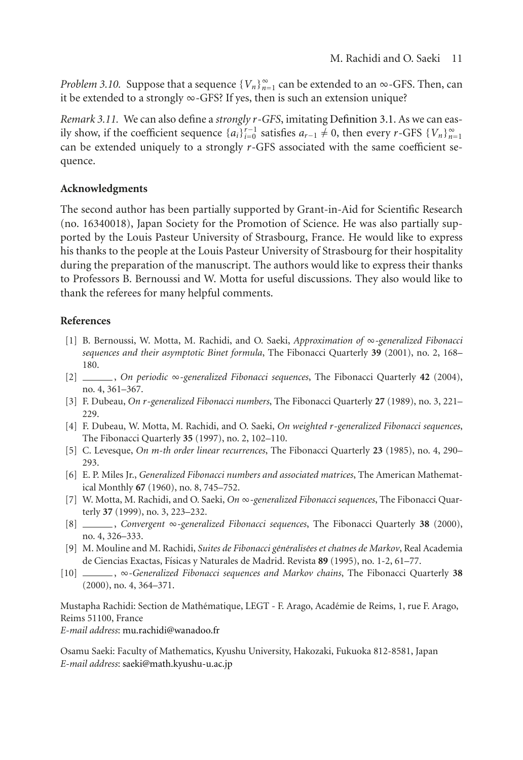*Problem 3.10.* Suppose that a sequence $\{V_n\}_{n=1}^{\infty}$ can be extended to an $\infty$-GFS. Then, can it be extended to a strongly $\infty$-GFS? If yes, then is such an extension unique?

*Remark 3.11.* We can also define a *strongly r-GFS*, imitating Definition 3.1. As we can easily show, if the coefficient sequence $\{a_i\}_{i=0}^{r-1}$ satisfies $a_{r-1} \neq 0$, then every $r$-GFS $\{V_n\}_{n=1}^{\infty}$ can be extended uniquely to a strongly $r$-GFS associated with the same coefficient sequence.

## Acknowledgments

The second author has been partially supported by Grant-in-Aid for Scientific Research (no. 16340018), Japan Society for the Promotion of Science. He was also partially supported by the Louis Pasteur University of Strasbourg, France. He would like to express his thanks to the people at the Louis Pasteur University of Strasbourg for their hospitality during the preparation of the manuscript. The authors would like to express their thanks to Professors B. Bernoussi and W. Motta for useful discussions. They also would like to thank the referees for many helpful comments.

## References

[1] B. Bernoussi, W. Motta, M. Rachidi, and O. Saeki, *Approximation of ∞-generalized Fibonacci sequences and their asymptotic Binet formula*, The Fibonacci Quarterly **39** (2001), no. 2, 168–180.

[2] ______, *On periodic ∞-generalized Fibonacci sequences*, The Fibonacci Quarterly **42** (2004), no. 4, 361–367.

[3] F. Dubeau, *On r-generalized Fibonacci numbers*, The Fibonacci Quarterly **27** (1989), no. 3, 221–229.

[4] F. Dubeau, W. Motta, M. Rachidi, and O. Saeki, *On weighted r-generalized Fibonacci sequences*, The Fibonacci Quarterly **35** (1997), no. 2, 102–110.

[5] C. Levesque, *On m-th order linear recurrences*, The Fibonacci Quarterly **23** (1985), no. 4, 290–293.

[6] E. P. Miles Jr., *Generalized Fibonacci numbers and associated matrices*, The American Mathematical Monthly **67** (1960), no. 8, 745–752.

[7] W. Motta, M. Rachidi, and O. Saeki, *On ∞-generalized Fibonacci sequences*, The Fibonacci Quarterly **37** (1999), no. 3, 223–232.

[8] ______, *Convergent ∞-generalized Fibonacci sequences*, The Fibonacci Quarterly **38** (2000), no. 4, 326–333.

[9] M. Mouline and M. Rachidi, *Suites de Fibonacci généralisées et chaînes de Markov*, Real Academia de Ciencias Exactas, Físicas y Naturales de Madrid. Revista **89** (1995), no. 1-2, 61–77.

[10] ______, *∞-Generalized Fibonacci sequences and Markov chains*, The Fibonacci Quarterly **38** (2000), no. 4, 364–371.

Mustapha Rachidi: Section de Mathématique, LEGT - F. Arago, Académie de Reims, 1, rue F. Arago, Reims 51100, France
*E-mail address*: mu.rachidi@wanadoo.fr

Osamu Saeki: Faculty of Mathematics, Kyushu University, Hakozaki, Fukuoka 812-8581, Japan
*E-mail address*: saeki@math.kyushu-u.ac.jp